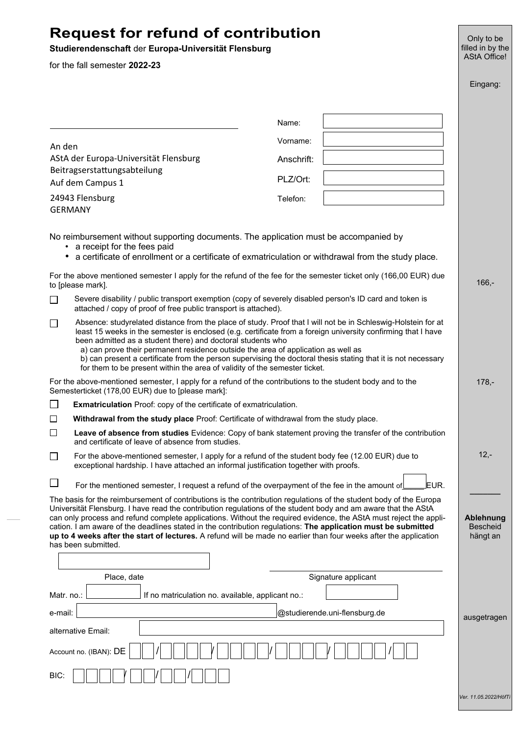# Request for refund of contribution

**Studierendenschaft** der **Europa-Universität Flensburg**

for the fall semester **2022-23**

Only to be filled in by the AStA Office!

Eingang:

An den
AStA der Europa-Universität Flensburg
Beitragserstattungsabteilung
Auf dem Campus 1
24943 Flensburg
GERMANY

Name:
Vorname:
Anschrift:
PLZ/Ort:
Telefon:

No reimbursement without supporting documents. The application must be accompanied by

- a receipt for the fees paid
- a certificate of enrollment or a certificate of exmatriculation or withdrawal from the study place.

For the above mentioned semester I apply for the refund of the fee for the semester ticket only (166,00 EUR) due to [please mark]. — 166,-

- ☐ Severe disability / public transport exemption (copy of severely disabled person's ID card and token is attached / copy of proof of free public transport is attached).
- ☐ Absence: studyrelated distance from the place of study. Proof that I will not be in Schleswig-Holstein for at least 15 weeks in the semester is enclosed (e.g. certificate from a foreign university confirming that I have been admitted as a student there) and doctoral students who
  a) can prove their permanent residence outside the area of application as well as
  b) can present a certificate from the person supervising the doctoral thesis stating that it is not necessary for them to be present within the area of validity of the semester ticket.

For the above-mentioned semester, I apply for a refund of the contributions to the student body and to the Semesterticket (178,00 EUR) due to [please mark]: — 178,-

- ☐ **Exmatriculation** Proof: copy of the certificate of exmatriculation.
- ☐ **Withdrawal from the study place** Proof: Certificate of withdrawal from the study place.
- ☐ **Leave of absence from studies** Evidence: Copy of bank statement proving the transfer of the contribution and certificate of leave of absence from studies.
- ☐ For the above-mentioned semester, I apply for a refund of the student body fee (12.00 EUR) due to exceptional hardship. I have attached an informal justification together with proofs. — 12,-
- ☐ For the mentioned semester, I request a refund of the overpayment of the fee in the amount of _____ EUR.

The basis for the reimbursement of contributions is the contribution regulations of the student body of the Europa Universität Flensburg. I have read the contribution regulations of the student body and am aware that the AStA can only process and refund complete applications. Without the required evidence, the AStA must reject the application. I am aware of the deadlines stated in the contribution regulations: **The application must be submitted up to 4 weeks after the start of lectures.** A refund will be made no earlier than four weeks after the application has been submitted.

**Ablehnung** Bescheid hängt an

Place, date ____________________ Signature applicant ____________________

Matr. no.: __________ If no matriculation no. available, applicant no.: __________

e-mail: ____________________@studierende.uni-flensburg.de

ausgetragen

alternative Email: ____________________

Account no. (IBAN): DE __ __ / __ __ __ __ / __ __ __ __ / __ __ __ __ / __ __ __ __ / __ __

BIC: __ __ __ __ / __ __ / __ __ / __ __ __

Ver. 11.05.2022/HöfTi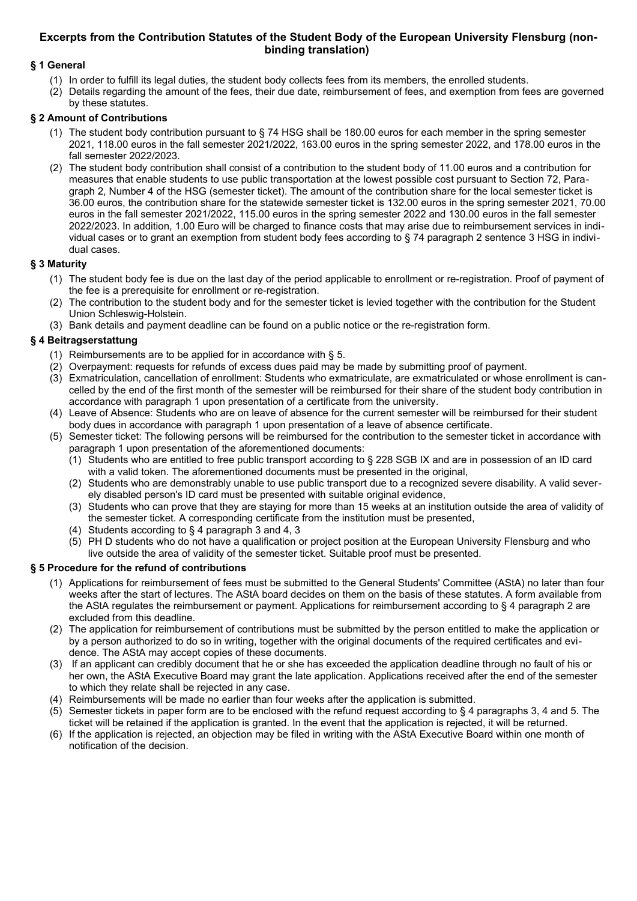### Excerpts from the Contribution Statutes of the Student Body of the European University Flensburg (non-binding translation)

#### § 1 General

(1) In order to fulfill its legal duties, the student body collects fees from its members, the enrolled students.

(2) Details regarding the amount of the fees, their due date, reimbursement of fees, and exemption from fees are governed by these statutes.

#### § 2 Amount of Contributions

(1) The student body contribution pursuant to § 74 HSG shall be 180.00 euros for each member in the spring semester 2021, 118.00 euros in the fall semester 2021/2022, 163.00 euros in the spring semester 2022, and 178.00 euros in the fall semester 2022/2023.

(2) The student body contribution shall consist of a contribution to the student body of 11.00 euros and a contribution for measures that enable students to use public transportation at the lowest possible cost pursuant to Section 72, Paragraph 2, Number 4 of the HSG (semester ticket). The amount of the contribution share for the local semester ticket is 36.00 euros, the contribution share for the statewide semester ticket is 132.00 euros in the spring semester 2021, 70.00 euros in the fall semester 2021/2022, 115.00 euros in the spring semester 2022 and 130.00 euros in the fall semester 2022/2023. In addition, 1.00 Euro will be charged to finance costs that may arise due to reimbursement services in individual cases or to grant an exemption from student body fees according to § 74 paragraph 2 sentence 3 HSG in individual cases.

#### § 3 Maturity

(1) The student body fee is due on the last day of the period applicable to enrollment or re-registration. Proof of payment of the fee is a prerequisite for enrollment or re-registration.

(2) The contribution to the student body and for the semester ticket is levied together with the contribution for the Student Union Schleswig-Holstein.

(3) Bank details and payment deadline can be found on a public notice or the re-registration form.

#### § 4 Beitragserstattung

(1) Reimbursements are to be applied for in accordance with § 5.

(2) Overpayment: requests for refunds of excess dues paid may be made by submitting proof of payment.

(3) Exmatriculation, cancellation of enrollment: Students who exmatriculate, are exmatriculated or whose enrollment is cancelled by the end of the first month of the semester will be reimbursed for their share of the student body contribution in accordance with paragraph 1 upon presentation of a certificate from the university.

(4) Leave of Absence: Students who are on leave of absence for the current semester will be reimbursed for their student body dues in accordance with paragraph 1 upon presentation of a leave of absence certificate.

(5) Semester ticket: The following persons will be reimbursed for the contribution to the semester ticket in accordance with paragraph 1 upon presentation of the aforementioned documents:

   (1) Students who are entitled to free public transport according to § 228 SGB IX and are in possession of an ID card with a valid token. The aforementioned documents must be presented in the original,

   (2) Students who are demonstrably unable to use public transport due to a recognized severe disability. A valid severely disabled person's ID card must be presented with suitable original evidence,

   (3) Students who can prove that they are staying for more than 15 weeks at an institution outside the area of validity of the semester ticket. A corresponding certificate from the institution must be presented,

   (4) Students according to § 4 paragraph 3 and 4, 3

   (5) PH D students who do not have a qualification or project position at the European University Flensburg and who live outside the area of validity of the semester ticket. Suitable proof must be presented.

#### § 5 Procedure for the refund of contributions

(1) Applications for reimbursement of fees must be submitted to the General Students' Committee (AStA) no later than four weeks after the start of lectures. The AStA board decides on them on the basis of these statutes. A form available from the AStA regulates the reimbursement or payment. Applications for reimbursement according to § 4 paragraph 2 are excluded from this deadline.

(2) The application for reimbursement of contributions must be submitted by the person entitled to make the application or by a person authorized to do so in writing, together with the original documents of the required certificates and evidence. The AStA may accept copies of these documents.

(3) If an applicant can credibly document that he or she has exceeded the application deadline through no fault of his or her own, the AStA Executive Board may grant the late application. Applications received after the end of the semester to which they relate shall be rejected in any case.

(4) Reimbursements will be made no earlier than four weeks after the application is submitted.

(5) Semester tickets in paper form are to be enclosed with the refund request according to § 4 paragraphs 3, 4 and 5. The ticket will be retained if the application is granted. In the event that the application is rejected, it will be returned.

(6) If the application is rejected, an objection may be filed in writing with the AStA Executive Board within one month of notification of the decision.